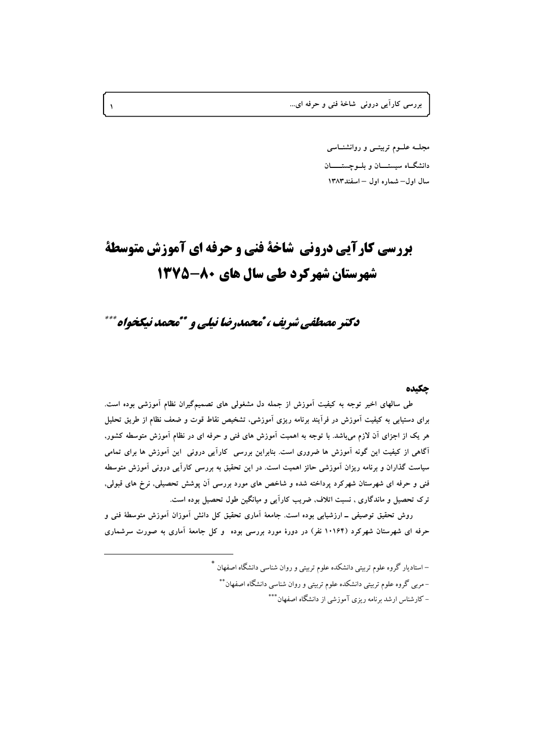مجلـه علـوم تربیتـی و روانشنـاسی

دانشگـاه سیستـــان و بلـوچستـــان

سال اول– شماره اول – اسفند۱۳۸۳

# بررسی کارآیی درونی شاخۀ فنی و حرفه ای آموزش متوسطۀ شهرستان شهرکرد طی سال های ۸۰–۱۳۷۵

**دکتر مصطفی شریف [*]، محمدرضا نیلی [**] و محمد نیکخواه [***]**

## چکیده

طی سالهای اخیر توجه به کیفیت آموزش از جمله دل مشغولی های تصمیم‌گیران نظام آموزشی بوده است. برای دستیابی به کیفیت آموزش در فرآیند برنامه ریزی آموزشی، تشخیص نقاط قوت و ضعف نظام از طریق تحلیل هر یک از اجزای آن لازم می‌باشد. با توجه به اهمیت آموزش های فنی و حرفه ای در نظام آموزش متوسطه کشور، آگاهی از کیفیت این گونه آموزش ها ضروری است. بنابراین بررسی کارآیی درونی این آموزش ها برای تمامی سیاست گذاران و برنامه ریزان آموزشی حائز اهمیت است. در این تحقیق به بررسی کارآیی درونی آموزش متوسطه فنی و حرفه ای شهرستان شهرکرد پرداخته شده و شاخص های مورد بررسی آن پوشش تحصیلی, نرخ های قبولی, ترک تحصیل و ماندگاری , نسبت اتلاف, ضریب کارآیی و میانگین طول تحصیل بوده است.

روش تحقیق توصیفی ــ ارزشیابی بوده است. جامعۀ آماری تحقیق کل دانش آموزان آموزش متوسطۀ فنی و حرفه ای شهرستان شهرکرد (۱۰۱۶۴ نفر) در دورۀ مورد بررسی بوده و کل جامعۀ آماری به صورت سرشماری

---

[*] – استادیار گروه علوم تربیتی دانشکده علوم تربیتی و روان شناسی دانشگاه اصفهان

[**] – مربی گروه علوم تربیتی دانشکده علوم تربیتی و روان شناسی دانشگاه اصفهان

[***] – کارشناس ارشد برنامه ریزی آموزشی از دانشگاه اصفهان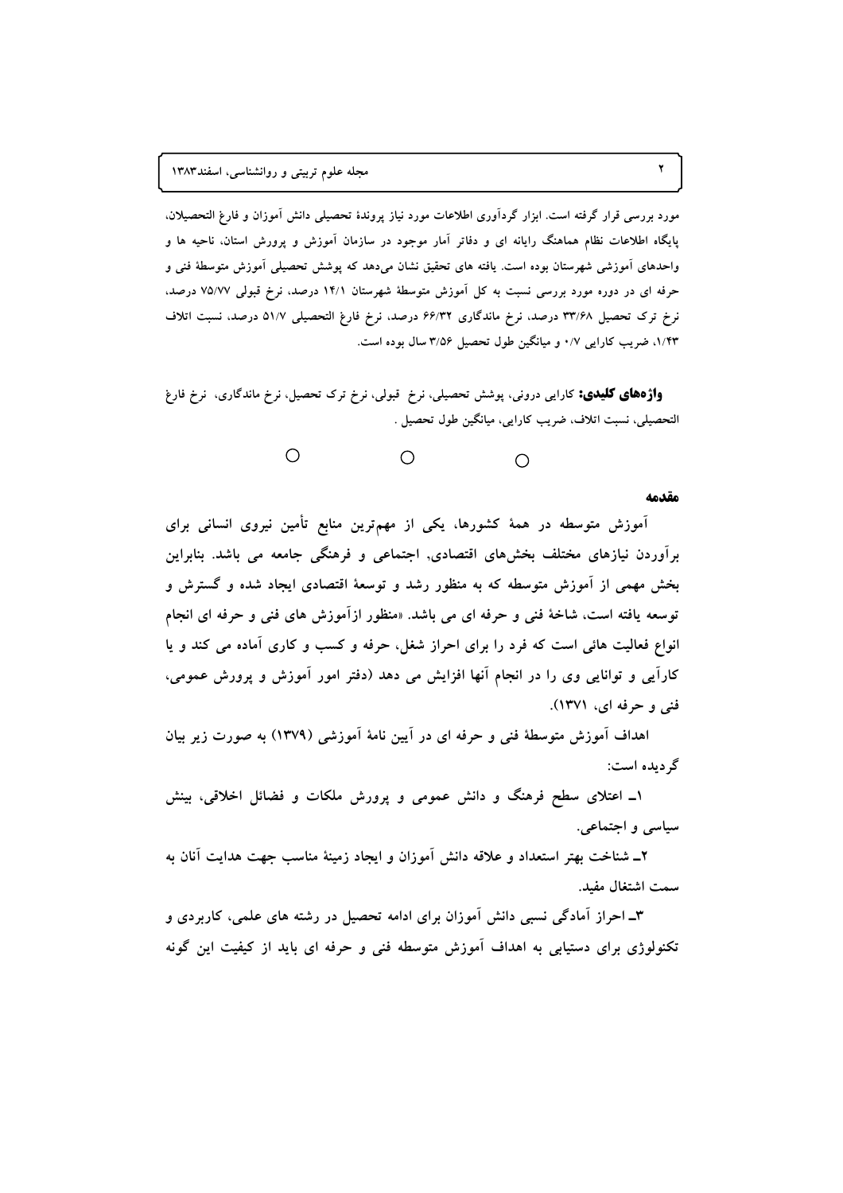مورد بررسی قرار گرفته است. ابزار گردآوری اطلاعات مورد نیاز پروندهٔ تحصیلی دانش آموزان و فارغ التحصیلان، پایگاه اطلاعات نظام هماهنگ رایانه ای و دفاتر آمار موجود در سازمان آموزش و پرورش استان، ناحیه ها و واحدهای آموزشی شهرستان بوده است. یافته های تحقیق نشان می‌دهد که پوشش تحصیلی آموزش متوسطهٔ فنی و حرفه ای در دوره مورد بررسی نسبت به کل آموزش متوسطهٔ شهرستان ۱۴/۱ درصد، نرخ قبولی ۷۵/۷۷ درصد، نرخ ترک تحصیل ۳۳/۶۸ درصد، نرخ ماندگاری ۶۶/۳۲ درصد، نرخ فارغ التحصیلی ۵۱/۷ درصد، نسبت اتلاف ۱/۴۳، ضریب کارایی ۰/۷ و میانگین طول تحصیل ۳/۵۶ سال بوده است.

**واژه‌های کلیدی:** کارایی درونی، پوشش تحصیلی، نرخ قبولی، نرخ ترک تحصیل، نرخ ماندگاری، نرخ فارغ التحصیلی، نسبت اتلاف، ضریب کارایی، میانگین طول تحصیل .

○ ○ ○

## مقدمه

آموزش متوسطه در همهٔ کشورها، یکی از مهم‌ترین منابع تأمین نیروی انسانی برای برآوردن نیازهای مختلف بخش‌های اقتصادی، اجتماعی و فرهنگی جامعه می باشد. بنابراین بخش مهمی از آموزش متوسطه که به منظور رشد و توسعهٔ اقتصادی ایجاد شده و گسترش و توسعه یافته است، شاخهٔ فنی و حرفه ای می باشد. «منظور ازآموزش های فنی و حرفه ای انجام انواع فعالیت هائی است که فرد را برای احراز شغل، حرفه و کسب و کاری آماده می کند و یا کارآیی و توانایی وی را در انجام آنها افزایش می دهد (دفتر امور آموزش و پرورش عمومی، فنی و حرفه ای، ۱۳۷۱).

اهداف آموزش متوسطهٔ فنی و حرفه ای در آیین نامهٔ آموزشی (۱۳۷۹) به صورت زیر بیان گردیده است:

۱ــ اعتلای سطح فرهنگ و دانش عمومی و پرورش ملکات و فضائل اخلاقی، بینش سیاسی و اجتماعی.

۲ــ شناخت بهتر استعداد و علاقه دانش آموزان و ایجاد زمینهٔ مناسب جهت هدایت آنان به سمت اشتغال مفید.

۳ــ احراز آمادگی نسبی دانش آموزان برای ادامه تحصیل در رشته های علمی، کاربردی و تکنولوژی برای دستیابی به اهداف آموزش متوسطه فنی و حرفه ای باید از کیفیت این گونه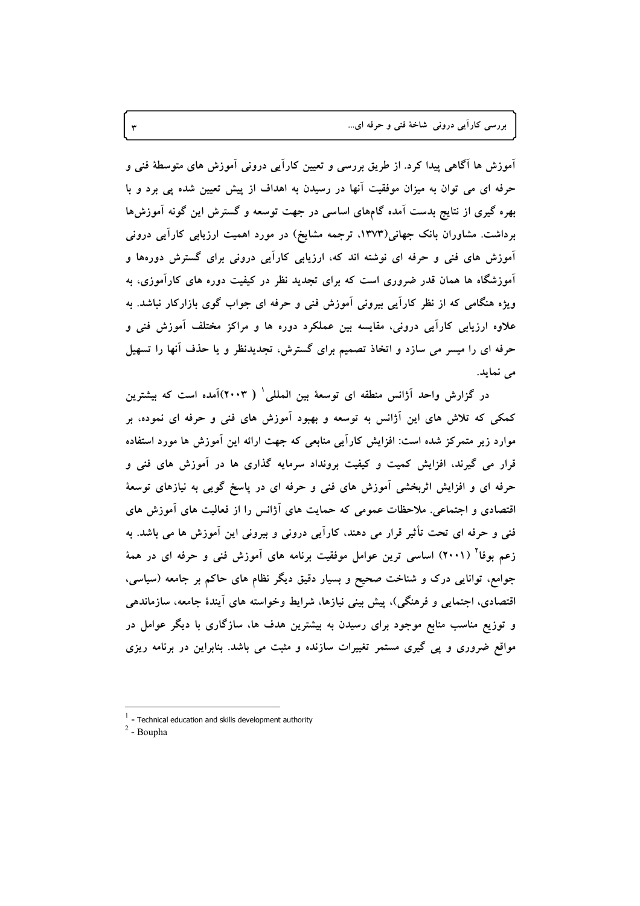آموزش ها آگاهی پیدا کرد. از طریق بررسی و تعیین کارآیی درونی آموزش های متوسطهٔ فنی و حرفه ای می توان به میزان موفقیت آنها در رسیدن به اهداف از پیش تعیین شده پی برد و با بهره گیری از نتایج بدست آمده گام‌های اساسی در جهت توسعه و گسترش این گونه آموزش‌ها برداشت. مشاوران بانک جهانی(۱۳۷۳، ترجمه مشایخ) در مورد اهمیت ارزیابی کارآیی درونی آموزش های فنی و حرفه ای نوشته اند که، ارزیابی کارآیی درونی برای گسترش دوره‌ها و آموزشگاه ها به همان قدر ضروری است که برای تجدید نظر در کیفیت دوره های کارآموزی، به ویژه هنگامی که از نظر کارآیی بیرونی آموزش فنی و حرفه ای جواب گوی بازارکار نباشد. به علاوه ارزیابی کارآیی درونی، مقایسه بین عملکرد دوره ها و مراکز مختلف آموزش فنی و حرفه ای را میسر می سازد و اتخاذ تصمیم برای گسترش، تجدیدنظر و یا حذف آنها را تسهیل می نماید.

در گزارش واحد آژانس منطقه ای توسعهٔ بین المللی[1] ( ۲۰۰۳)آمده است که بیشترین کمکی که تلاش های این آژانس به توسعه و بهبود آموزش های فنی و حرفه ای نموده، بر موارد زیر متمرکز شده است: افزایش کارآیی منابعی که جهت ارائه این آموزش ها مورد استفاده قرار می گیرند، افزایش کمیت و کیفیت برونداد سرمایه گذاری ها در آموزش های فنی و حرفه ای و افزایش اثربخشی آموزش های فنی و حرفه ای در پاسخ گویی به نیازهای توسعهٔ اقتصادی و اجتماعی. ملاحظات عمومی که حمایت های آژانس را از فعالیت های آموزش های فنی و حرفه ای تحت تأثیر قرار می دهند، کارآیی درونی و بیرونی این آموزش ها می باشد. به زعم بوفا[2] (۲۰۰۱) اساسی ترین عوامل موفقیت برنامه های آموزش فنی و حرفه ای در همهٔ جوامع، توانایی درک و شناخت صحیح و بسیار دقیق دیگر نظام های حاکم بر جامعه (سیاسی، اقتصادی، اجتمایی و فرهنگی)، پیش بینی نیازها، شرایط وخواسته های آیندهٔ جامعه، سازماندهی و توزیع مناسب منابع موجود برای رسیدن به بیشترین هدف ها، سازگاری با دیگر عوامل در مواقع ضروری و پی گیری مستمر تغییرات سازنده و مثبت می باشد. بنابراین در برنامه ریزی

---

[1] - Technical education and skills development authority

[2] - Boupha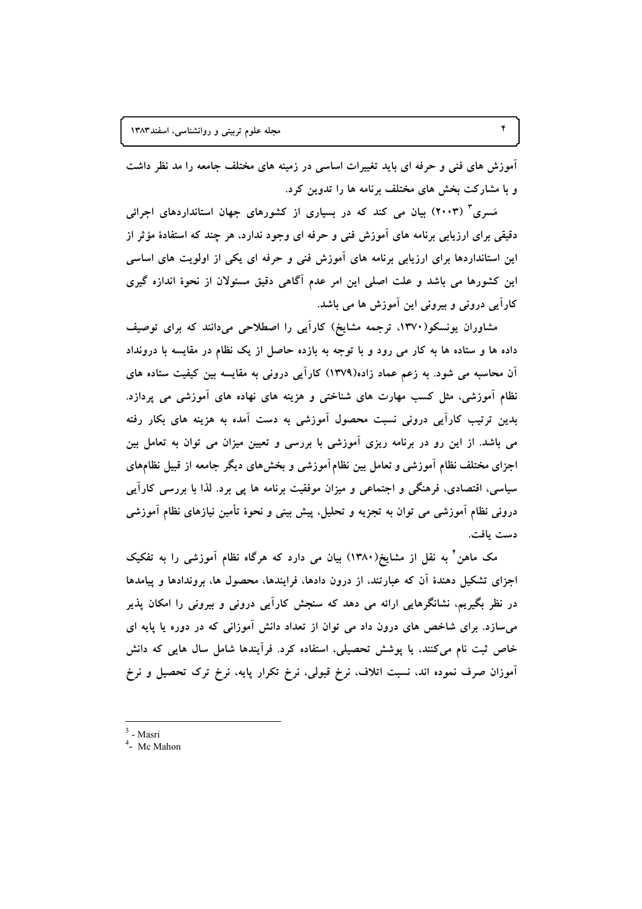آموزش های فنی و حرفه ای باید تغییرات اساسی در زمینه های مختلف جامعه را مد نظر داشت و با مشارکت بخش های مختلف برنامه ها را تدوین کرد.

مَسری[3] (۲۰۰۳) بیان می کند که در بسیاری از کشورهای جهان استانداردهای اجرائی دقیقی برای ارزیابی برنامه های آموزش فنی و حرفه ای وجود ندارد، هر چند که استفادهٔ مؤثر از این استانداردها برای ارزیابی برنامه های آموزش فنی و حرفه ای یکی از اولویت های اساسی این کشورها می باشد و علت اصلی این امر عدم آگاهی دقیق مسئولان از نحوهٔ اندازه گیری کارآیی درونی و بیرونی این آموزش ها می باشد.

مشاوران یونسکو(۱۳۷۰، ترجمه مشایخ) کارآیی را اصطلاحی می‌دانند که برای توصیف داده ها و ستاده ها به کار می رود و با توجه به بازده حاصل از یک نظام در مقایسه با درونداد آن محاسبه می شود. به زعم عماد زاده(۱۳۷۹) کارآیی درونی به مقایسه بین کیفیت ستاده های نظام آموزشی، مثل کسب مهارت های شناختی و هزینه های نهاده های آموزشی می پردازد. بدین ترتیب کارآیی درونی نسبت محصول آموزشی به دست آمده به هزینه های بکار رفته می باشد. از این رو در برنامه ریزی آموزشی با بررسی و تعیین میزان می توان به تعامل بین اجزای مختلف نظام آموزشی و تعامل بین نظام‌آموزشی و بخش‌های دیگر جامعه از قبیل نظام‌های سیاسی، اقتصادی، فرهنگی و اجتماعی و میزان موفقیت برنامه ها پی برد. لذا با بررسی کارآیی درونی نظام آموزشی می توان به تجزیه و تحلیل، پیش بینی و نحوهٔ تأمین نیازهای نظام آموزشی دست یافت.

مک ماهن[4] به نقل از مشایخ(۱۳۸۰) بیان می دارد که هرگاه نظام آموزشی را به تفکیک اجزای تشکیل دهندهٔ آن که عبارتند، از درون دادها، فرایندها، محصول ها، بروندادها و پیامدها در نظر بگیریم، نشانگرهایی ارائه می دهد که سنجش کارآیی درونی و بیرونی را امکان پذیر می‌سازد. برای شاخص های درون داد می توان از تعداد دانش آموزانی که در دوره یا پایه ای خاص ثبت نام می‌کنند، یا پوشش تحصیلی، استفاده کرد. فرآیندها شامل سال هایی که دانش آموزان صرف نموده اند، نسبت اتلاف، نرخ قبولی، نرخ تکرار پایه، نرخ ترک تحصیل و نرخ

---

[3] - Masri

[4] - Mc Mahon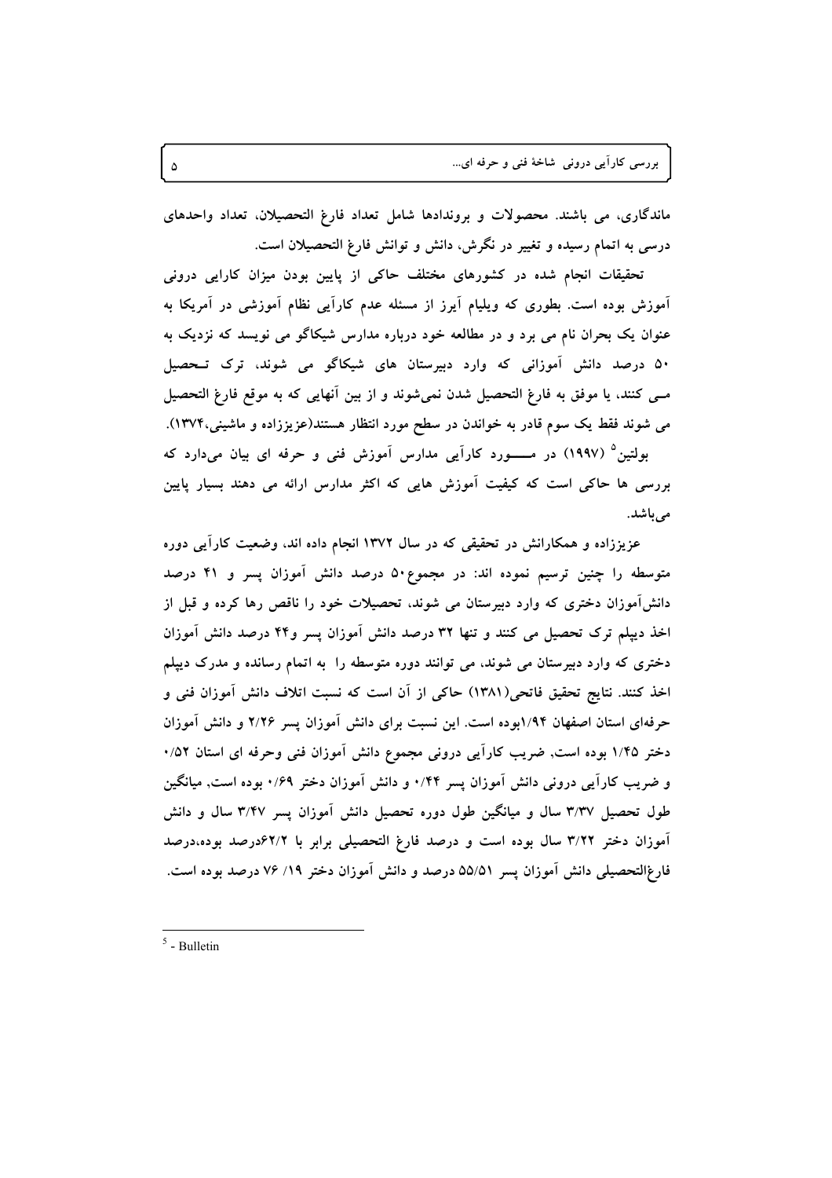ماندگاری، می باشند. محصولات و بروندادها شامل تعداد فارغ التحصیلان، تعداد واحدهای درسی به اتمام رسیده و تغییر در نگرش، دانش و توانش فارغ التحصیلان است.

تحقیقات انجام شده در کشورهای مختلف حاکی از پایین بودن میزان کارایی درونی آموزش بوده است. بطوری که ویلیام آیرز از مسئله عدم کارآیی نظام آموزشی در آمریکا به عنوان یک بحران نام می برد و در مطالعه خود درباره مدارس شیکاگو می نویسد که نزدیک به ۵۰ درصد دانش آموزانی که وارد دبیرستان های شیکاگو می شوند، ترک تحصیل مـی کنند، یا موفق به فارغ التحصیل شدن نمی‌شوند و از بین آنهایی که به موقع فارغ التحصیل می شوند فقط یک سوم قادر به خواندن در سطح مورد انتظار هستند(عزیززاده و ماشینی،۱۳۷۴).

بولتین[5] (۱۹۹۷) در مـــورد کارآیی مدارس آموزش فنی و حرفه ای بیان می‌دارد که بررسی ها حاکی است که کیفیت آموزش هایی که اکثر مدارس ارائه می دهند بسیار پایین می‌باشد.

عزیززاده و همکارانش در تحقیقی که در سال ۱۳۷۲ انجام داده اند، وضعیت کارآیی دوره متوسطه را چنین ترسیم نموده اند: در مجموع۵۰ درصد دانش آموزان پسر و ۴۱ درصد دانش‌آموزان دختری که وارد دبیرستان می شوند، تحصیلات خود را ناقص رها کرده و قبل از اخذ دیپلم ترک تحصیل می کنند و تنها ۳۲ درصد دانش آموزان پسر و۴۴ درصد دانش آموزان دختری که وارد دبیرستان می شوند، می توانند دوره متوسطه را به اتمام رسانده و مدرک دیپلم اخذ کنند. نتایج تحقیق فاتحی(۱۳۸۱) حاکی از آن است که نسبت اتلاف دانش آموزان فنی و حرفه‌ای استان اصفهان ۱/۹۴بوده است. این نسبت برای دانش آموزان پسر ۲/۲۶ و دانش آموزان دختر ۱/۴۵ بوده است, ضریب کارآیی درونی مجموع دانش آموزان فنی وحرفه ای استان ۰/۵۲ و ضریب کارآیی درونی دانش آموزان پسر ۰/۴۴ و دانش آموزان دختر ۰/۶۹ بوده است, میانگین طول تحصیل ۳/۳۷ سال و میانگین طول دوره تحصیل دانش آموزان پسر ۳/۴۷ سال و دانش آموزان دختر ۳/۲۲ سال بوده است و درصد فارغ التحصیلی برابر با ۶۲/۲درصد بوده،درصد فارغ‌التحصیلی دانش آموزان پسر ۵۵/۵۱ درصد و دانش آموزان دختر ۷۶ /۱۹ درصد بوده است.

---

[5] - Bulletin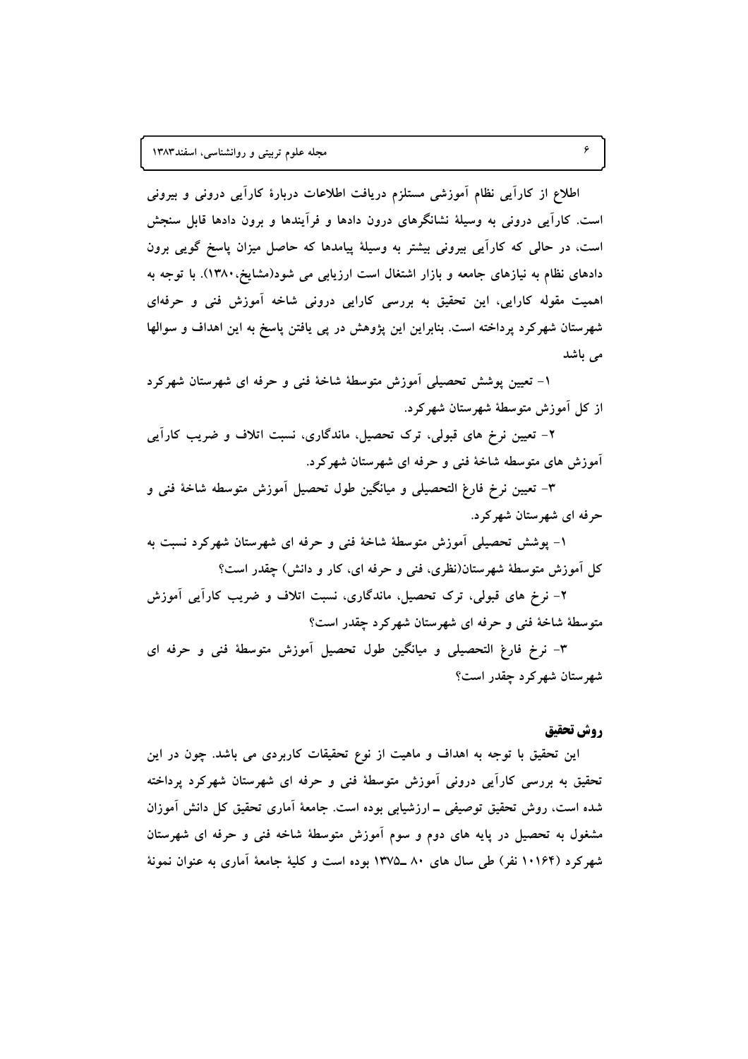اطلاع از کارآیی نظام آموزشی مستلزم دریافت اطلاعات دربارهٔ کارآیی درونی و بیرونی است. کارآیی درونی به وسیلهٔ نشانگرهای درون دادها و فرآیندها و برون دادها قابل سنجش است، در حالی که کارآیی بیرونی بیشتر به وسیلهٔ پیامدها که حاصل میزان پاسخ گویی برون دادهای نظام به نیازهای جامعه و بازار اشتغال است ارزیابی می شود(مشایخ،۱۳۸۰). با توجه به اهمیت مقوله کارایی، این تحقیق به بررسی کارایی درونی شاخه آموزش فنی و حرفه‌ای شهرستان شهرکرد پرداخته است. بنابراین این پژوهش در پی یافتن پاسخ به این اهداف و سوالها می باشد

۱- تعیین پوشش تحصیلی آموزش متوسطهٔ شاخهٔ فنی و حرفه ای شهرستان شهرکرد از کل آموزش متوسطهٔ شهرستان شهرکرد.

۲- تعیین نرخ های قبولی، ترک تحصیل، ماندگاری، نسبت اتلاف و ضریب کارآیی آموزش های متوسطه شاخهٔ فنی و حرفه ای شهرستان شهرکرد.

۳- تعیین نرخ فارغ التحصیلی و میانگین طول تحصیل آموزش متوسطه شاخهٔ فنی و حرفه ای شهرستان شهرکرد.

۱- پوشش تحصیلی آموزش متوسطهٔ شاخهٔ فنی و حرفه ای شهرستان شهرکرد نسبت به کل آموزش متوسطهٔ شهرستان(نظری، فنی و حرفه ای، کار و دانش) چقدر است؟

۲- نرخ های قبولی، ترک تحصیل، ماندگاری، نسبت اتلاف و ضریب کارآیی آموزش متوسطهٔ شاخهٔ فنی و حرفه ای شهرستان شهرکرد چقدر است؟

۳- نرخ فارغ التحصیلی و میانگین طول تحصیل آموزش متوسطهٔ فنی و حرفه ای شهرستان شهرکرد چقدر است؟

## روش تحقیق

این تحقیق با توجه به اهداف و ماهیت از نوع تحقیقات کاربردی می باشد. چون در این تحقیق به بررسی کارآیی درونی آموزش متوسطهٔ فنی و حرفه ای شهرستان شهرکرد پرداخته شده است، روش تحقیق توصیفی ــ ارزشیابی بوده است. جامعهٔ آماری تحقیق کل دانش آموزان مشغول به تحصیل در پایه های دوم و سوم آموزش متوسطهٔ شاخه فنی و حرفه ای شهرستان شهرکرد (۱۰۱۶۴ نفر) طی سال های ۸۰ ــ۱۳۷۵ بوده است و کلیهٔ جامعهٔ آماری به عنوان نمونهٔ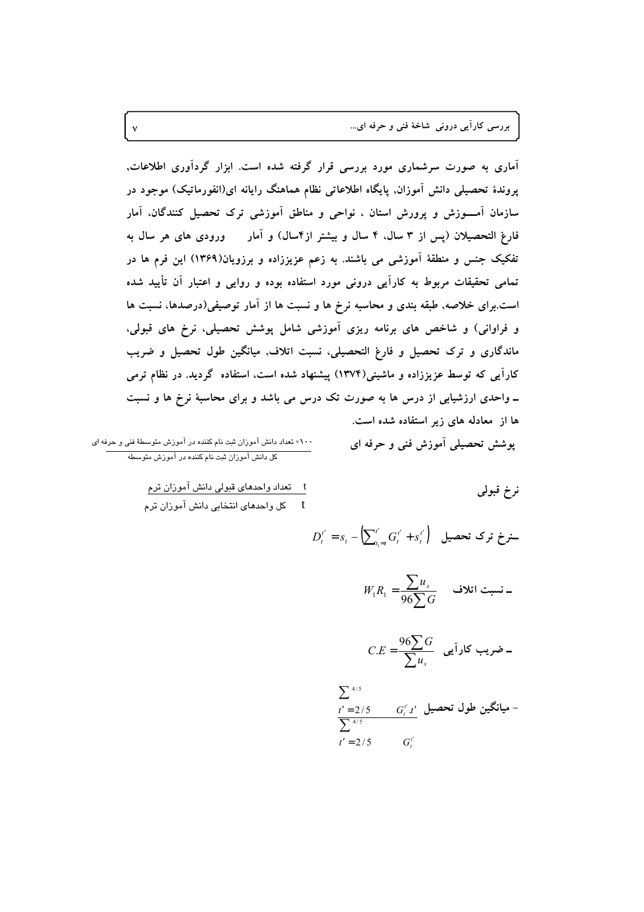آماری به صورت سرشماری مورد بررسی قرار گرفته شده است. ابزار گردآوری اطلاعات, پروندهٔ تحصیلی دانش آموزان, پایگاه اطلاعاتی نظام هماهنگ رایانه ای(انفورماتیک) موجود در سازمان آمـــوزش و پرورش استان ، نواحی و مناطق آموزشی ترک تحصیل کنندگان، آمار فارغ التحصیلان (پس از ۳ سال، ۴ سال و بیشتر از۴سال) و آمار ورودی های هر سال به تفکیک جنس و منطقهٔ آموزشی می باشند. به زعم عزیززاده و برزویان(۱۳۶۹) این فرم ها در تمامی تحقیقات مربوط به کارآیی درونی مورد استفاده بوده و روایی و اعتبار آن تأیید شده است.برای خلاصه, طبقه بندی و محاسبه نرخ ها و نسبت ها از آمار توصیفی(درصدها، نسبت ها و فراوانی) و شاخص های برنامه ریزی آموزشی شامل پوشش تحصیلی، نرخ های قبولی، ماندگاری و ترک تحصیل و فارغ التحصیلی، نسبت اتلاف, میانگین طول تحصیل و ضریب کارآیی که توسط عزیززاده و ماشینی(۱۳۷۴) پیشنهاد شده است، استفاده گردید. در نظام ترمی ـ واحدی ارزشیابی از درس ها به صورت تک درس می باشد و برای محاسبهٔ نرخ ها و نسبت ها از معادله های زیر استفاده شده است.

**پوشش تحصیلی آموزش فنی و حرفه ای**

$$\frac{\text{تعداد دانش آموزان ثبت نام کننده در آموزش متوسطهٔ فنی و حرفه ای} \times ۱۰۰}{\text{کل دانش آموزان ثبت نام کننده در آموزش متوسطه}}$$

**نرخ قبولی**

$$\frac{\text{تعداد واحدهای قبولی دانش آموزان ترم } t}{\text{کل واحدهای انتخابی دانش آموزان ترم } t}$$

**ـنرخ ترک تحصیل** $D_t^{t'} = s_t - \left(\sum_{t_1=t}^{t'} G_t^{t'} + s_t^{t'}\right)$

ـ **نسبت اتلاف** $W_1R_1 = \dfrac{\sum u_s}{96\sum G}$

ـ **ضریب کارآیی** $C.E = \dfrac{96\sum G}{\sum u_s}$

- **میانگین طول تحصیل** $\dfrac{\sum_{t'=2/5}^{4/5} G_t^{t'} t'}{\sum_{t'=2/5}^{4/5} G_t^{t'}}$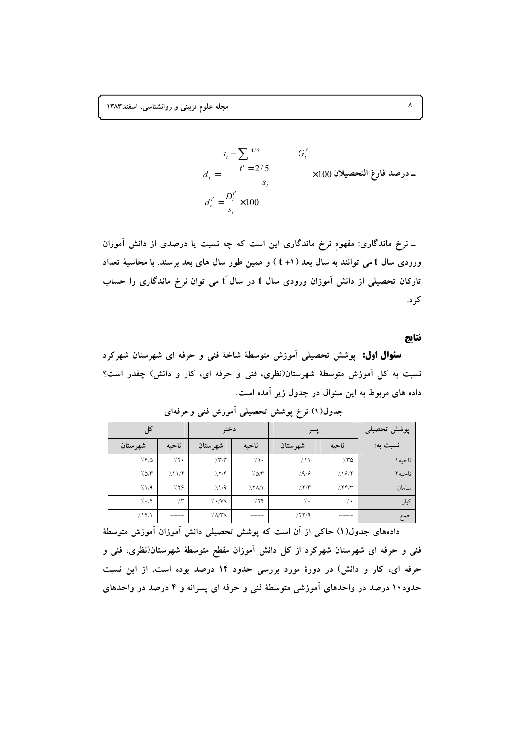$$d_t = \frac{s_t - \sum_{t'=2/5}^{4/5} G_t^{t'}}{s_t} \times 100$$ ـ درصد فارغ التحصیلان

$$d_t^{t'} = \frac{D_t^{t'}}{s_t} \times 100$$

ـ نرخ ماندگاری: مفهوم نرخ ماندگاری این است که چه نسبت یا درصدی از دانش آموزان ورودی سال t می توانند به سال بعد (t +۱) و همین طور سال های بعد برسند. با محاسبهٔ تعداد تارکان تحصیلی از دانش آموزان ورودی سال t در سال t َ می توان نرخ ماندگاری را حساب کرد.

## نتایج

**سئوال اول:** پوشش تحصیلی آموزش متوسطهٔ شاخهٔ فنی و حرفه ای شهرستان شهرکرد نسبت به کل آموزش متوسطهٔ شهرستان(نظری، فنی و حرفه ای، کار و دانش) چقدر است؟ داده های مربوط به این سئوال در جدول زیر آمده است.

جدول(۱) نرخ پوشش تحصیلی آموزش فنی وحرفه‌ای

| پوشش تحصیلی | پسر | | دختر | | کل | |
|---|---|---|---|---|---|---|
| نسبت به: | ناحیه | شهرستان | ناحیه | شهرستان | ناحیه | شهرستان |
| ناحیه۱ | ٪۳۵ | ٪۱۱ | ٪۱۰ | ٪۳/۳ | ٪۲۰ | ٪۶/۵ |
| ناحیه۲ | ٪۱۶/۲ | ٪۹/۶ | ٪۵/۳ | ٪۲/۴ | ٪۱۱/۲ | ٪۵/۳ |
| سامان | ٪۲۴/۳ | ٪۲/۳ | ٪۲۸/۱ | ٪۱/۹ | ٪۲۶ | ٪۱/۹ |
| کیار | ٪۰ | ٪۰ | ٪۲۴ | ٪۰/۷۸ | ٪۳ | ٪۰/۴ |
| جمع | ---- | ٪۲۲/۹ | ---- | ٪۸/۳۸ | ---- | ٪۱۴/۱ |

داده‌های جدول(۱) حاکی از آن است که پوشش تحصیلی دانش آموزان آموزش متوسطهٔ فنی و حرفه ای شهرستان شهرکرد از کل دانش آموزان مقطع متوسطهٔ شهرستان(نظری، فنی و حرفه ای، کار و دانش) در دورهٔ مورد بررسی حدود ۱۴ درصد بوده است. از این نسبت حدود۱۰ درصد در واحدهای آموزشی متوسطهٔ فنی و حرفه ای پسرانه و ۴ درصد در واحدهای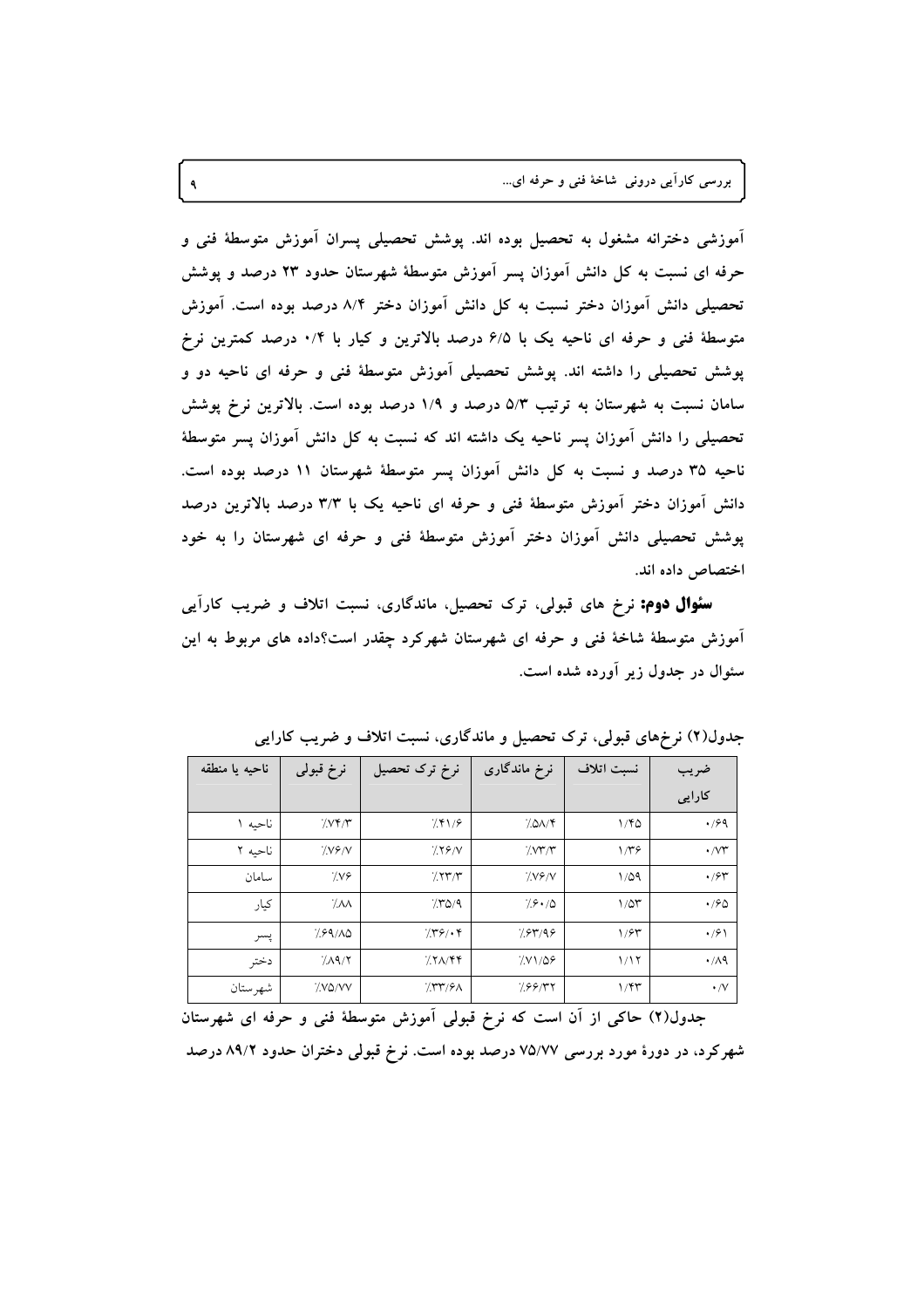آموزشی دخترانه مشغول به تحصیل بوده اند. پوشش تحصیلی پسران آموزش متوسطهٔ فنی و حرفه ای نسبت به کل دانش آموزان پسر آموزش متوسطهٔ شهرستان حدود ۲۳ درصد و پوشش تحصیلی دانش آموزان دختر نسبت به کل دانش آموزان دختر ۸/۴ درصد بوده است. آموزش متوسطهٔ فنی و حرفه ای ناحیه یک با ۶/۵ درصد بالاترین و کیار با ۰/۴ درصد کمترین نرخ پوشش تحصیلی را داشته اند. پوشش تحصیلی آموزش متوسطهٔ فنی و حرفه ای ناحیه دو و سامان نسبت به شهرستان به ترتیب ۵/۳ درصد و ۱/۹ درصد بوده است. بالاترین نرخ پوشش تحصیلی را دانش آموزان پسر ناحیه یک داشته اند که نسبت به کل دانش آموزان پسر متوسطهٔ ناحیه ۳۵ درصد و نسبت به کل دانش آموزان پسر متوسطهٔ شهرستان ۱۱ درصد بوده است. دانش آموزان دختر آموزش متوسطهٔ فنی و حرفه ای ناحیه یک با ۳/۳ درصد بالاترین درصد پوشش تحصیلی دانش آموزان دختر آموزش متوسطهٔ فنی و حرفه ای شهرستان را به خود اختصاص داده اند.

**سئوال دوم:** نرخ های قبولی، ترک تحصیل، ماندگاری، نسبت اتلاف و ضریب کارآیی آموزش متوسطهٔ شاخهٔ فنی و حرفه ای شهرستان شهرکرد چقدر است؟داده های مربوط به این سئوال در جدول زیر آورده شده است.

جدول(۲) نرخهای قبولی، ترک تحصیل و ماندگاری، نسبت اتلاف و ضریب کارایی

| ناحیه یا منطقه | نرخ قبولی | نرخ ترک تحصیل | نرخ ماندگاری | نسبت اتلاف | ضریب کارایی |
|---|---|---|---|---|---|
| ناحیه ۱ | ٪۷۴/۳ | ٪۴۱/۶ | ٪۵۸/۴ | ۱/۴۵ | ۰/۶۹ |
| ناحیه ۲ | ٪۷۶/۷ | ٪۲۶/۷ | ٪۷۳/۳ | ۱/۳۶ | ۰/۷۳ |
| سامان | ٪۷۶ | ٪۲۳/۳ | ٪۷۶/۷ | ۱/۵۹ | ۰/۶۳ |
| کیار | ٪۸۸ | ٪۳۵/۹ | ٪۶۰/۵ | ۱/۵۳ | ۰/۶۵ |
| پسر | ٪۶۹/۸۵ | ٪۳۶/۰۴ | ٪۶۳/۹۶ | ۱/۶۳ | ۰/۶۱ |
| دختر | ٪۸۹/۲ | ٪۲۸/۴۴ | ٪۷۱/۵۶ | ۱/۱۲ | ۰/۸۹ |
| شهرستان | ٪۷۵/۷۷ | ٪۳۳/۶۸ | ٪۶۶/۳۲ | ۱/۴۳ | ۰/۷ |

جدول(۲) حاکی از آن است که نرخ قبولی آموزش متوسطهٔ فنی و حرفه ای شهرستان شهرکرد، در دورهٔ مورد بررسی ۷۵/۷۷ درصد بوده است. نرخ قبولی دختران حدود ۸۹/۲ درصد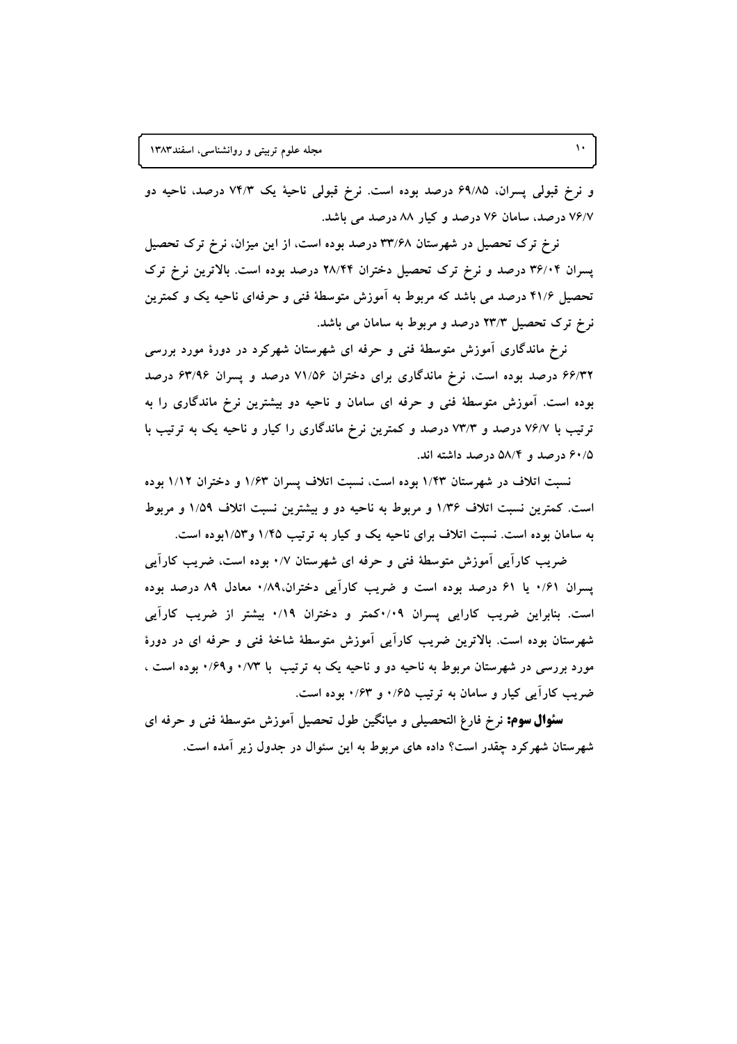و نرخ قبولی پسران، ۶۹/۸۵ درصد بوده است. نرخ قبولی ناحیهٔ یک ۷۴/۳ درصد، ناحیه دو ۷۶/۷ درصد، سامان ۷۶ درصد و کیار ۸۸ درصد می باشد.

نرخ ترک تحصیل در شهرستان ۳۳/۶۸ درصد بوده است، از این میزان، نرخ ترک تحصیل پسران ۳۶/۰۴ درصد و نرخ ترک تحصیل دختران ۲۸/۴۴ درصد بوده است. بالاترین نرخ ترک تحصیل ۴۱/۶ درصد می باشد که مربوط به آموزش متوسطهٔ فنی و حرفه‌ای ناحیه یک و کمترین نرخ ترک تحصیل ۲۳/۳ درصد و مربوط به سامان می باشد.

نرخ ماندگاری آموزش متوسطهٔ فنی و حرفه ای شهرستان شهرکرد در دورهٔ مورد بررسی ۶۶/۳۲ درصد بوده است، نرخ ماندگاری برای دختران ۷۱/۵۶ درصد و پسران ۶۳/۹۶ درصد بوده است. آموزش متوسطهٔ فنی و حرفه ای سامان و ناحیه دو بیشترین نرخ ماندگاری را به ترتیب با ۷۶/۷ درصد و ۷۳/۳ درصد و کمترین نرخ ماندگاری را کیار و ناحیه یک به ترتیب با ۶۰/۵ درصد و ۵۸/۴ درصد داشته اند.

نسبت اتلاف در شهرستان ۱/۴۳ بوده است، نسبت اتلاف پسران ۱/۶۳ و دختران ۱/۱۲ بوده است. کمترین نسبت اتلاف ۱/۳۶ و مربوط به ناحیه دو و بیشترین نسبت اتلاف ۱/۵۹ و مربوط به سامان بوده است. نسبت اتلاف برای ناحیه یک و کیار به ترتیب ۱/۴۵ و۱/۵۳بوده است.

ضریب کارآیی آموزش متوسطهٔ فنی و حرفه ای شهرستان ۰/۷ بوده است، ضریب کارآیی پسران ۰/۶۱ یا ۶۱ درصد بوده است و ضریب کارآیی دختران،۰/۸۹ معادل ۸۹ درصد بوده است. بنابراین ضریب کارایی پسران ۰/۰۹کمتر و دختران ۰/۱۹ بیشتر از ضریب کارآیی شهرستان بوده است. بالاترین ضریب کارآیی آموزش متوسطهٔ شاخهٔ فنی و حرفه ای در دورهٔ مورد بررسی در شهرستان مربوط به ناحیه دو و ناحیه یک به ترتیب با ۰/۷۳ و۰/۶۹ بوده است ، ضریب کارآیی کیار و سامان به ترتیب ۰/۶۵ و ۰/۶۳ بوده است.

**سئوال سوم:** نرخ فارغ التحصیلی و میانگین طول تحصیل آموزش متوسطهٔ فنی و حرفه ای شهرستان شهرکرد چقدر است؟ داده های مربوط به این سئوال در جدول زیر آمده است.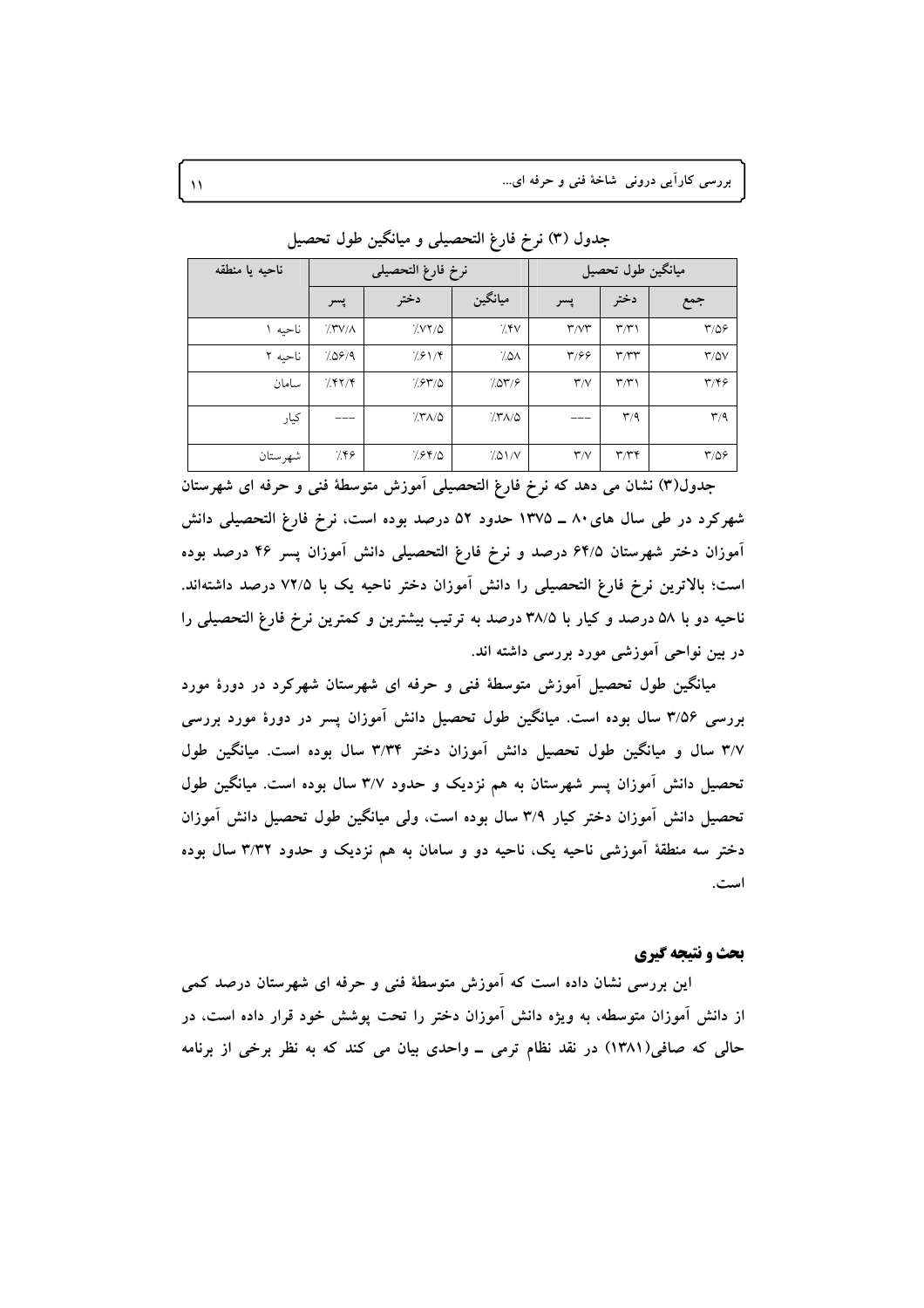جدول (۳) نرخ فارغ التحصیلی و میانگین طول تحصیل

| ناحیه یا منطقه | نرخ فارغ التحصیلی | | | میانگین طول تحصیل | | |
|---|---|---|---|---|---|---|
| | پسر | دختر | میانگین | پسر | دختر | جمع |
| ناحیه ۱ | ٪۳۷/۸ | ٪۷۲/۵ | ٪۴۷ | ۳/۷۳ | ۳/۳۱ | ۳/۵۶ |
| ناحیه ۲ | ٪۵۶/۹ | ٪۶۱/۴ | ٪۵۸ | ۳/۶۶ | ۳/۳۳ | ۳/۵۷ |
| سامان | ٪۴۲/۴ | ٪۶۳/۵ | ٪۵۳/۶ | ۳/۷ | ۳/۳۱ | ۳/۴۶ |
| کیار | --- | ٪۳۸/۵ | ٪۳۸/۵ | --- | ۳/۹ | ۳/۹ |
| شهرستان | ٪۴۶ | ٪۶۴/۵ | ٪۵۱/۷ | ۳/۷ | ۳/۳۴ | ۳/۵۶ |

جدول(۳) نشان می دهد که نرخ فارغ التحصیلی آموزش متوسطهٔ فنی و حرفه ای شهرستان شهرکرد در طی سال های ۸۰ ــ ۱۳۷۵ حدود ۵۲ درصد بوده است، نرخ فارغ التحصیلی دانش آموزان دختر شهرستان ۶۴/۵ درصد و نرخ فارغ التحصیلی دانش آموزان پسر ۴۶ درصد بوده است؛ بالاترین نرخ فارغ التحصیلی را دانش آموزان دختر ناحیه یک با ۷۲/۵ درصد داشته‌اند. ناحیه دو با ۵۸ درصد و کیار با ۳۸/۵ درصد به ترتیب بیشترین و کمترین نرخ فارغ التحصیلی را در بین نواحی آموزشی مورد بررسی داشته اند.

میانگین طول تحصیل آموزش متوسطهٔ فنی و حرفه ای شهرستان شهرکرد در دورهٔ مورد بررسی ۳/۵۶ سال بوده است. میانگین طول تحصیل دانش آموزان پسر در دورهٔ مورد بررسی ۳/۷ سال و میانگین طول تحصیل دانش آموزان دختر ۳/۳۴ سال بوده است. میانگین طول تحصیل دانش آموزان پسر شهرستان به هم نزدیک و حدود ۳/۷ سال بوده است. میانگین طول تحصیل دانش آموزان دختر کیار ۳/۹ سال بوده است، ولی میانگین طول تحصیل دانش آموزان دختر سه منطقهٔ آموزشی ناحیه یک، ناحیه دو و سامان به هم نزدیک و حدود ۳/۳۲ سال بوده است.

## بحث و نتیجه گیری

این بررسی نشان داده است که آموزش متوسطهٔ فنی و حرفه ای شهرستان درصد کمی از دانش آموزان متوسطه، به ویژه دانش آموزان دختر را تحت پوشش خود قرار داده است، در حالی که صافی(۱۳۸۱) در نقد نظام ترمی ــ واحدی بیان می کند که به نظر برخی از برنامه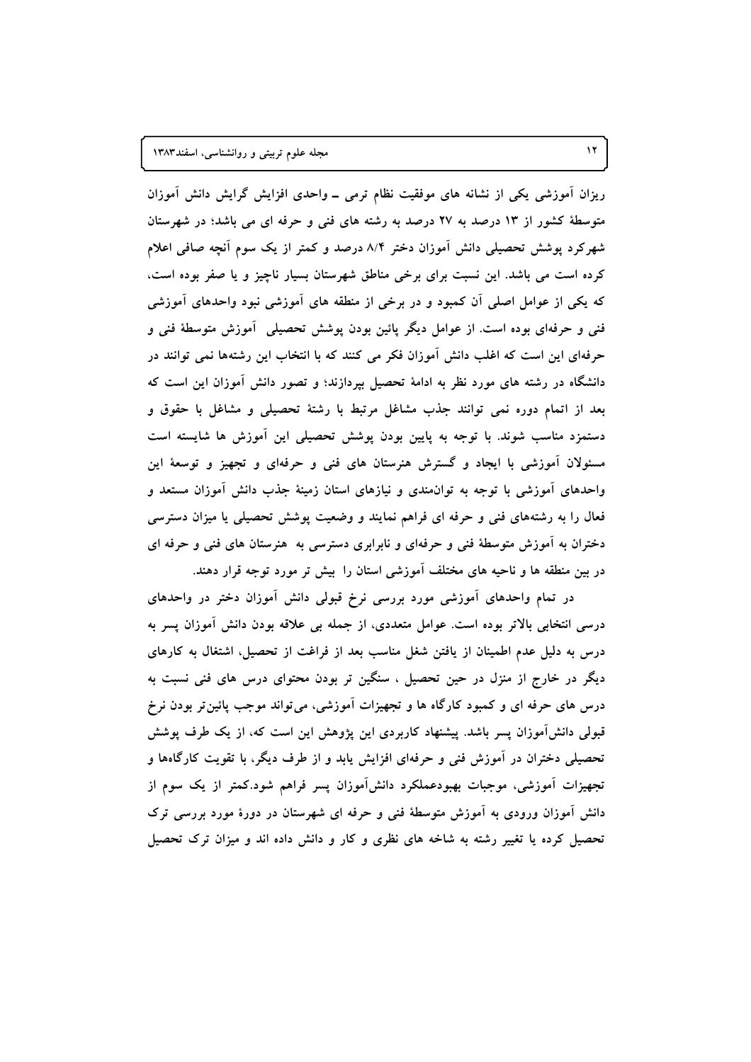ریزان آموزشی یکی از نشانه های موفقیت نظام ترمی ـ واحدی افزایش گرایش دانش آموزان متوسطهٔ کشور از ۱۳ درصد به ۲۷ درصد به رشته های فنی و حرفه ای می باشد؛ در شهرستان شهرکرد پوشش تحصیلی دانش آموزان دختر ۸/۴ درصد و کمتر از یک سوم آنچه صافی اعلام کرده است می باشد. این نسبت برای برخی مناطق شهرستان بسیار ناچیز و یا صفر بوده است، که یکی از عوامل اصلی آن کمبود و در برخی از منطقه های آموزشی نبود واحدهای آموزشی فنی و حرفه‌ای بوده است. از عوامل دیگر پائین بودن پوشش تحصیلی آموزش متوسطهٔ فنی و حرفه‌ای این است که اغلب دانش آموزان فکر می کنند که با انتخاب این رشته‌ها نمی توانند در دانشگاه در رشته های مورد نظر به ادامهٔ تحصیل بپردازند؛ و تصور دانش آموزان این است که بعد از اتمام دوره نمی توانند جذب مشاغل مرتبط با رشتهٔ تحصیلی و مشاغل با حقوق و دستمزد مناسب شوند. با توجه به پایین بودن پوشش تحصیلی این آموزش ها شایسته است مسئولان آموزشی با ایجاد و گسترش هنرستان های فنی و حرفه‌ای و تجهیز و توسعهٔ این واحدهای آموزشی با توجه به توان‌مندی و نیازهای استان زمینهٔ جذب دانش آموزان مستعد و فعال را به رشته‌های فنی و حرفه ای فراهم نمایند و وضعیت پوشش تحصیلی یا میزان دسترسی دختران به آموزش متوسطهٔ فنی و حرفه‌ای و نابرابری دسترسی به هنرستان های فنی و حرفه ای در بین منطقه ها و ناحیه های مختلف آموزشی استان را بیش تر مورد توجه قرار دهند.

در تمام واحدهای آموزشی مورد بررسی نرخ قبولی دانش آموزان دختر در واحدهای درسی انتخابی بالاتر بوده است. عوامل متعددی، از جمله بی علاقه بودن دانش آموزان پسر به درس به دلیل عدم اطمینان از یافتن شغل مناسب بعد از فراغت از تحصیل، اشتغال به کارهای دیگر در خارج از منزل در حین تحصیل ، سنگین تر بودن محتوای درس های فنی نسبت به درس های حرفه ای و کمبود کارگاه ها و تجهیزات آموزشی، می‌تواند موجب پائین‌تر بودن نرخ قبولی دانش‌آموزان پسر باشد. پیشنهاد کاربردی این پژوهش این است که، از یک طرف پوشش تحصیلی دختران در آموزش فنی و حرفه‌ای افزایش یابد و از طرف دیگر، با تقویت کارگاه‌ها و تجهیزات آموزشی، موجبات بهبودعملکرد دانش‌آموزان پسر فراهم شود.کمتر از یک سوم از دانش آموزان ورودی به آموزش متوسطهٔ فنی و حرفه ای شهرستان در دورهٔ مورد بررسی ترک تحصیل کرده یا تغییر رشته به شاخه های نظری و کار و دانش داده اند و میزان ترک تحصیل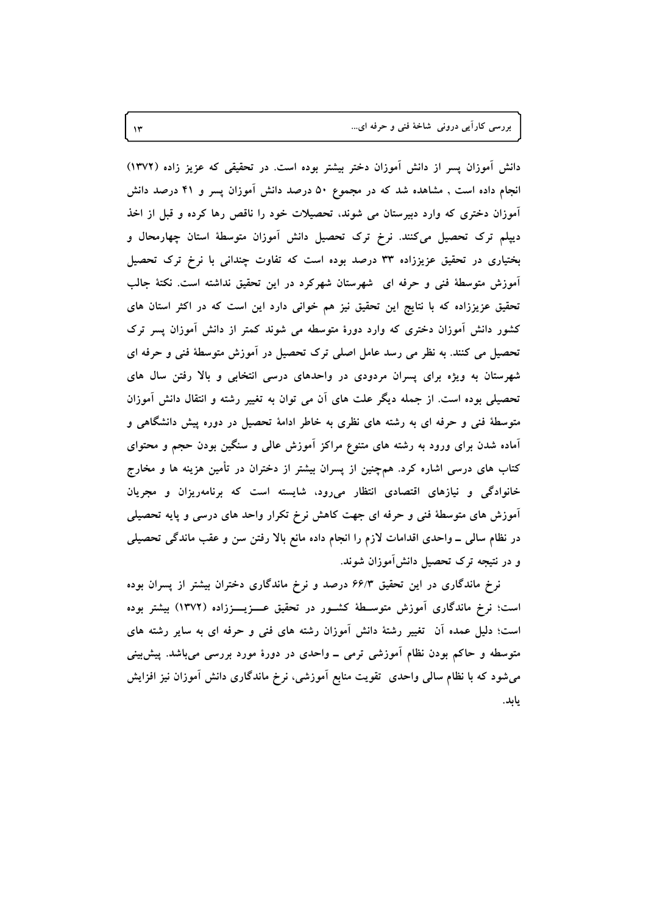دانش آموزان پسر از دانش آموزان دختر بیشتر بوده است. در تحقیقی که عزیز زاده (۱۳۷۲) انجام داده است , مشاهده شد که در مجموع ۵۰ درصد دانش آموزان پسر و ۴۱ درصد دانش آموزان دختری که وارد دبیرستان می شوند، تحصیلات خود را ناقص رها کرده و قبل از اخذ دیپلم ترک تحصیل می‌کنند. نرخ ترک تحصیل دانش آموزان متوسطهٔ استان چهارمحال و بختیاری در تحقیق عزیززاده ۳۳ درصد بوده است که تفاوت چندانی با نرخ ترک تحصیل آموزش متوسطهٔ فنی و حرفه ای شهرستان شهرکرد در این تحقیق نداشته است. نکتهٔ جالب تحقیق عزیززاده که با نتایج این تحقیق نیز هم خوانی دارد این است که در اکثر استان های کشور دانش آموزان دختری که وارد دورهٔ متوسطه می شوند کمتر از دانش آموزان پسر ترک تحصیل می کنند. به نظر می رسد عامل اصلی ترک تحصیل در آموزش متوسطهٔ فنی و حرفه ای شهرستان به ویژه برای پسران مردودی در واحدهای درسی انتخابی و بالا رفتن سال های تحصیلی بوده است. از جمله دیگر علت های آن می توان به تغییر رشته و انتقال دانش آموزان متوسطهٔ فنی و حرفه ای به رشته های نظری به خاطر ادامهٔ تحصیل در دوره پیش دانشگاهی و آماده شدن برای ورود به رشته های متنوع مراکز آموزش عالی و سنگین بودن حجم و محتوای کتاب های درسی اشاره کرد. هم‌چنین از پسران بیشتر از دختران در تأمین هزینه ها و مخارج خانوادگی و نیازهای اقتصادی انتظار می‌رود، شایسته است که برنامه‌ریزان و مجریان آموزش های متوسطهٔ فنی و حرفه ای جهت کاهش نرخ تکرار واحد های درسی و پایه تحصیلی در نظام سالی ـ واحدی اقدامات لازم را انجام داده مانع بالا رفتن سن و عقب ماندگی تحصیلی و در نتیجه ترک تحصیل دانش‌آموزان شوند.

نرخ ماندگاری در این تحقیق ۶۶/۳ درصد و نرخ ماندگاری دختران بیشتر از پسران بوده است؛ نرخ ماندگاری آموزش متوسطهٔ کشور در تحقیق عزیززاده (۱۳۷۲) بیشتر بوده است؛ دلیل عمده آن تغییر رشتهٔ دانش آموزان رشته های فنی و حرفه ای به سایر رشته های متوسطه و حاکم بودن نظام آموزشی ترمی ـ واحدی در دورهٔ مورد بررسی می‌باشد. پیش‌بینی می‌شود که با نظام سالی واحدی تقویت منابع آموزشی، نرخ ماندگاری دانش آموزان نیز افزایش یابد.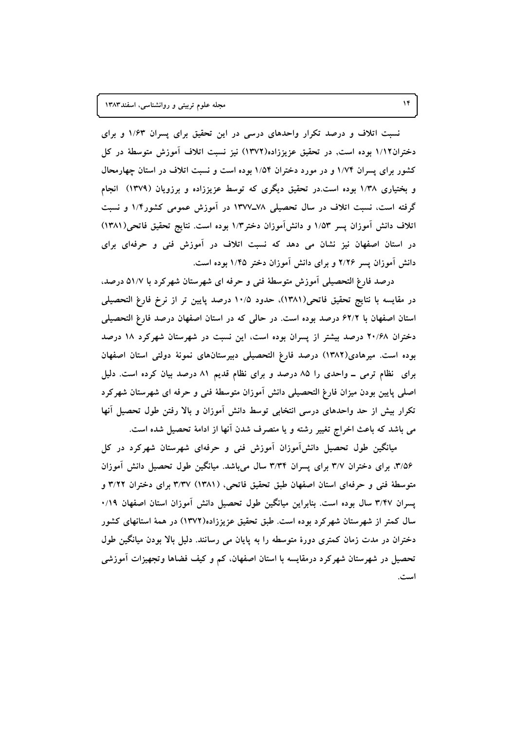نسبت اتلاف و درصد تکرار واحدهای درسی در این تحقیق برای پسران ۱/۶۳ و برای دختران۱/۱۲ بوده است، در تحقیق عزیززاده(۱۳۷۲) نیز نسبت اتلاف آموزش متوسطهٔ در کل کشور برای پسران ۱/۷۴ و در مورد دختران ۱/۵۴ بوده است و نسبت اتلاف در استان چهارمحال و بختیاری ۱/۳۸ بوده است.در تحقیق دیگری که توسط عزیززاده و برزویان (۱۳۷۹) انجام گرفته است، نسبت اتلاف در سال تحصیلی ۷۸ـ۱۳۷۷ در آموزش عمومی کشور۱/۴ و نسبت اتلاف دانش آموزان پسر ۱/۵۳ و دانش‌آموزان دختر۱/۳ بوده است. نتایج تحقیق فاتحی(۱۳۸۱) در استان اصفهان نیز نشان می دهد که نسبت اتلاف در آموزش فنی و حرفه‌ای برای دانش آموزان پسر ۲/۲۶ و برای دانش آموزان دختر ۱/۴۵ بوده است.

درصد فارغ التحصیلی آموزش متوسطهٔ فنی و حرفه ای شهرستان شهرکرد با ۵۱/۷ درصد، در مقایسه با نتایج تحقیق فاتحی(۱۳۸۱)، حدود ۱۰/۵ درصد پایین تر از نرخ فارغ التحصیلی استان اصفهان با ۶۲/۲ درصد بوده است. در حالی که در استان اصفهان درصد فارغ التحصیلی دختران ۲۰/۶۸ درصد بیشتر از پسران بوده است، این نسبت در شهرستان شهرکرد ۱۸ درصد بوده است. میرهادی(۱۳۸۲) درصد فارغ التحصیلی دبیرستان‌های نمونهٔ دولتی استان اصفهان برای نظام ترمی ـ واحدی را ۸۵ درصد و برای نظام قدیم ۸۱ درصد بیان کرده است. دلیل اصلی پایین بودن میزان فارغ التحصیلی دانش آموزان متوسطهٔ فنی و حرفه ای شهرستان شهرکرد تکرار بیش از حد واحدهای درسی انتخابی توسط دانش آموزان و بالا رفتن طول تحصیل آنها می باشد که باعث اخراج تغییر رشته و یا منصرف شدن آنها از ادامهٔ تحصیل شده است.

میانگین طول تحصیل دانش‌آموزان آموزش فنی و حرفه‌ای شهرستان شهرکرد در کل ۳/۵۶، برای دختران ۳/۷ برای پسران ۳/۳۴ سال می‌باشد. میانگین طول تحصیل دانش آموزان متوسطهٔ فنی و حرفه‌ای استان اصفهان طبق تحقیق فاتحی، (۱۳۸۱) ۳/۳۷ برای دختران ۳/۲۲ و پسران ۳/۴۷ سال بوده است. بنابراین میانگین طول تحصیل دانش آموزان استان اصفهان ۰/۱۹ سال کمتر از شهرستان شهرکرد بوده است. طبق تحقیق عزیززاده(۱۳۷۲) در همهٔ استانهای کشور دختران در مدت زمان کمتری دورهٔ متوسطه را به پایان می رسانند. دلیل بالا بودن میانگین طول تحصیل در شهرستان شهرکرد درمقایسه با استان اصفهان، کم و کیف فضاها وتجهیزات آموزشی است.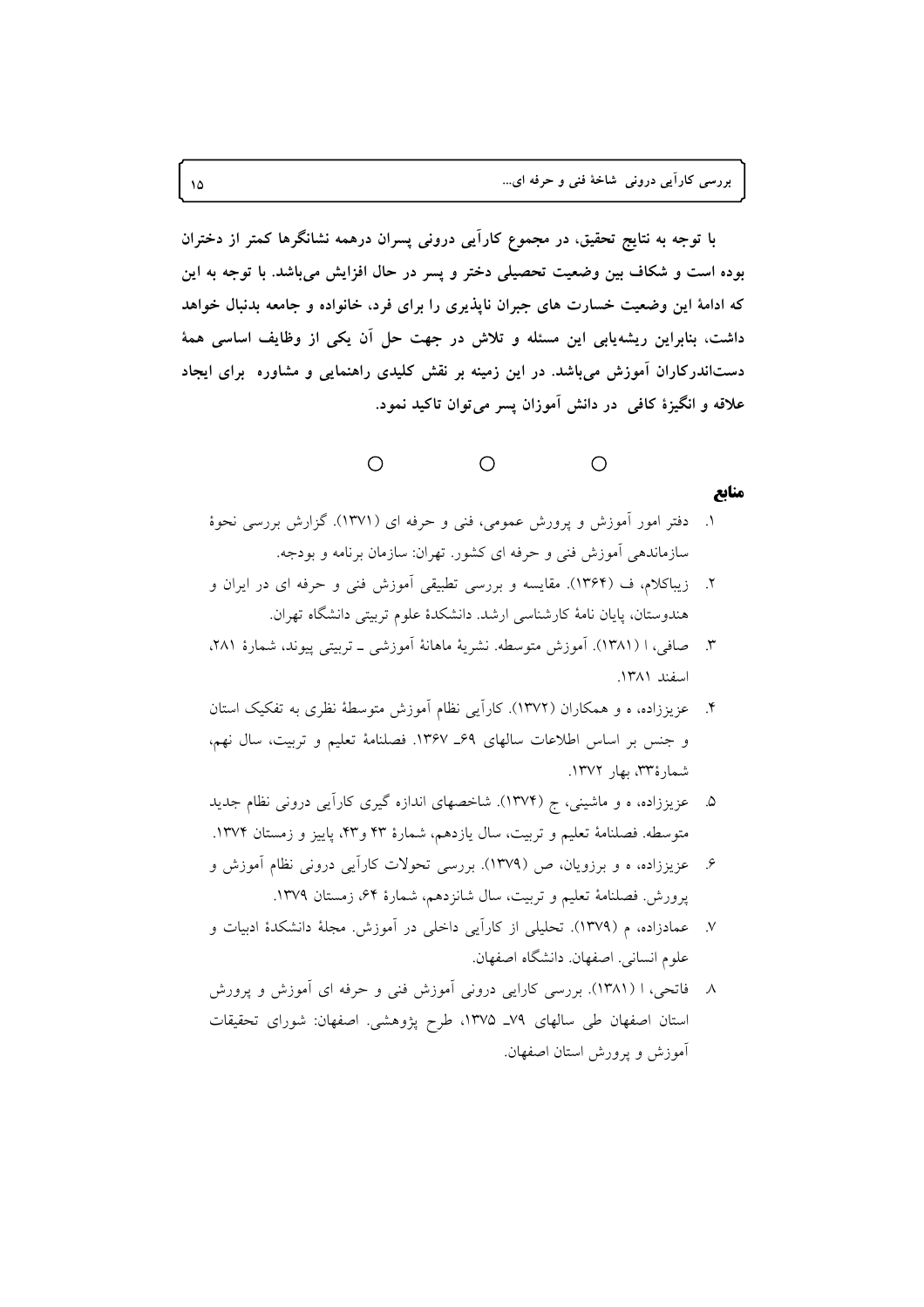**با توجه به نتایج تحقیق، در مجموع کارآیی درونی پسران درهمه نشانگرها کمتر از دختران بوده است و شکاف بین وضعیت تحصیلی دختر و پسر در حال افزایش می‌باشد. با توجه به این که ادامهٔ این وضعیت خسارت های جبران ناپذیری را برای فرد، خانواده و جامعه بدنبال خواهد داشت، بنابراین ریشه‌یابی این مسئله و تلاش در جهت حل آن یکی از وظایف اساسی همهٔ دست‌اندرکاران آموزش می‌باشد. در این زمینه بر نقش کلیدی راهنمایی و مشاوره برای ایجاد علاقه و انگیزهٔ کافی در دانش آموزان پسر می‌توان تاکید نمود.**

○ ○ ○

## منابع

۱. دفتر امور آموزش و پرورش عمومی، فنی و حرفه ای (۱۳۷۱). گزارش بررسی نحوهٔ سازماندهی آموزش فنی و حرفه ای کشور. تهران: سازمان برنامه و بودجه.

۲. زیباکلام، ف (۱۳۶۴). مقایسه و بررسی تطبیقی آموزش فنی و حرفه ای در ایران و هندوستان، پایان نامهٔ کارشناسی ارشد. دانشکدهٔ علوم تربیتی دانشگاه تهران.

۳. صافی، ا (۱۳۸۱). آموزش متوسطه. نشریهٔ ماهانهٔ آموزشی ـ تربیتی پیوند، شمارهٔ ۲۸۱، اسفند ۱۳۸۱.

۴. عزیززاده، ه و همکاران (۱۳۷۲). کارآیی نظام آموزش متوسطهٔ نظری به تفکیک استان و جنس بر اساس اطلاعات سالهای ۶۹ـ ۱۳۶۷. فصلنامهٔ تعلیم و تربیت، سال نهم، شمارهٔ۳۳، بهار ۱۳۷۲.

۵. عزیززاده، ه و ماشینی، ج (۱۳۷۴). شاخصهای اندازه گیری کارآیی درونی نظام جدید متوسطه. فصلنامهٔ تعلیم و تربیت، سال یازدهم، شمارهٔ ۴۳ و۴۳، پاییز و زمستان ۱۳۷۴.

۶. عزیززاده، ه و برزویان، ص (۱۳۷۹). بررسی تحولات کارآیی درونی نظام آموزش و پرورش. فصلنامهٔ تعلیم و تربیت، سال شانزدهم، شمارهٔ ۶۴، زمستان ۱۳۷۹.

۷. عمادزاده، م (۱۳۷۹). تحلیلی از کارآیی داخلی در آموزش. مجلهٔ دانشکدهٔ ادبیات و علوم انسانی. اصفهان. دانشگاه اصفهان.

۸. فاتحی، ا (۱۳۸۱). بررسی کارایی درونی آموزش فنی و حرفه ای آموزش و پرورش استان اصفهان طی سالهای ۷۹ـ ۱۳۷۵، طرح پژوهشی. اصفهان: شورای تحقیقات آموزش و پرورش استان اصفهان.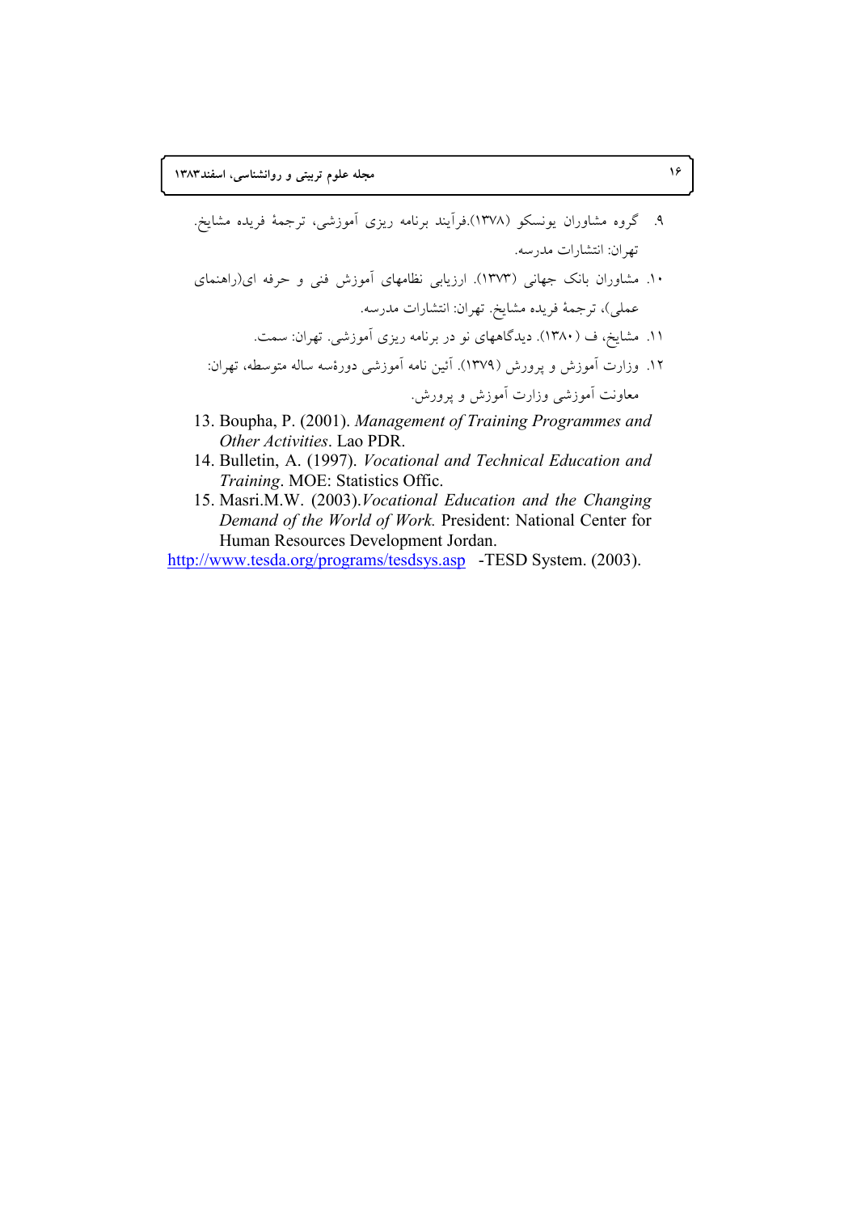۹. گروه مشاوران یونسکو (۱۳۷۸).فرآیند برنامه ریزی آموزشی، ترجمهٔ فریده مشایخ. تهران: انتشارات مدرسه.

۱۰. مشاوران بانک جهانی (۱۳۷۳). ارزیابی نظامهای آموزش فنی و حرفه ای(راهنمای عملی)، ترجمهٔ فریده مشایخ. تهران: انتشارات مدرسه.

۱۱. مشایخ، ف (۱۳۸۰). دیدگاههای نو در برنامه ریزی آموزشی. تهران: سمت.

۱۲. وزارت آموزش و پرورش (۱۳۷۹). آئین نامه آموزشی دورهٔسه ساله متوسطه، تهران: معاونت آموزشی وزارت آموزش و پرورش.

13. Boupha, P. (2001). *Management of Training Programmes and Other Activities*. Lao PDR.

14. Bulletin, A. (1997). *Vocational and Technical Education and Training*. MOE: Statistics Offic.

15. Masri.M.W. (2003).*Vocational Education and the Changing Demand of the World of Work.* President: National Center for Human Resources Development Jordan.

http://www.tesda.org/programs/tesdsys.asp -TESD System. (2003).